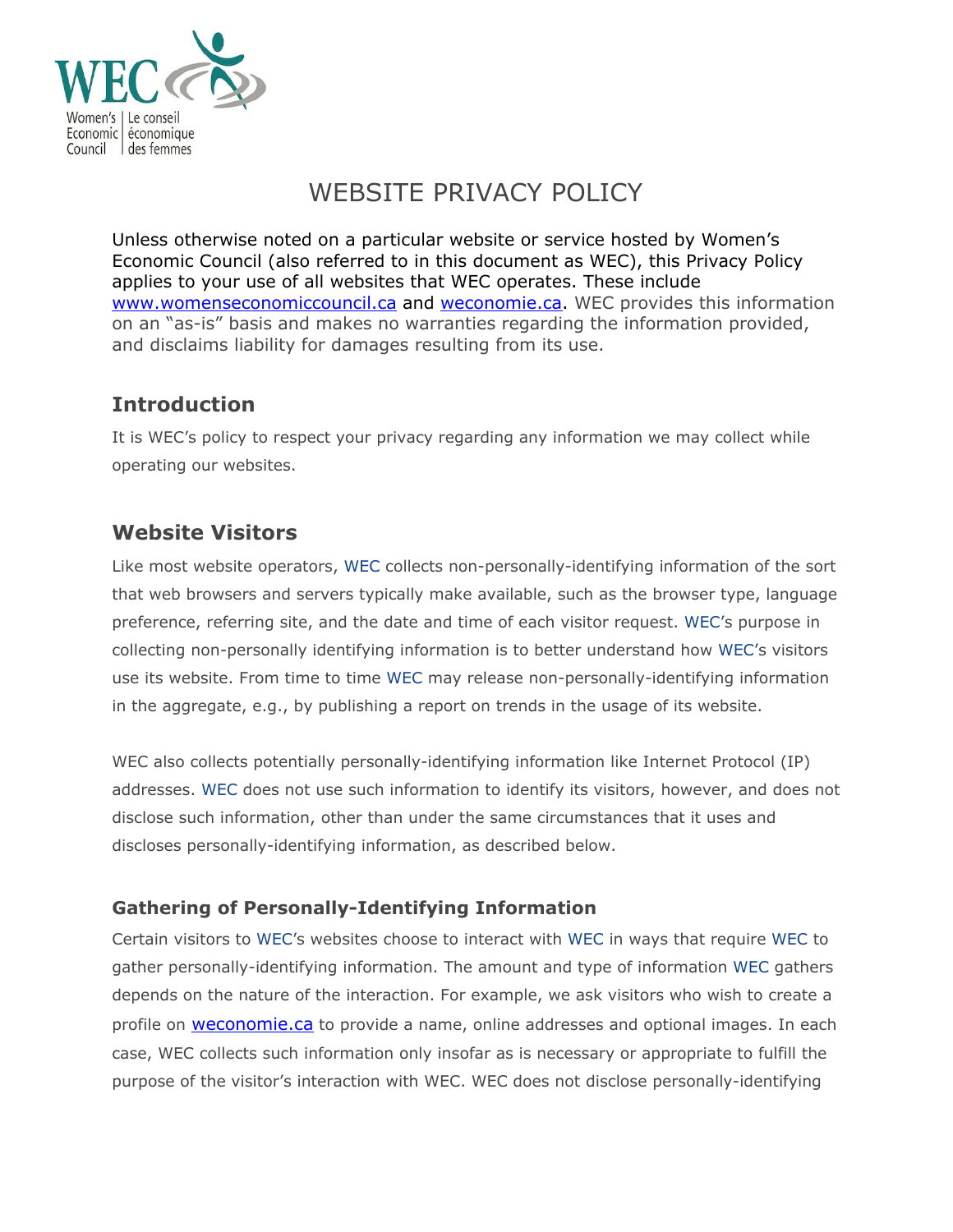# WEBSITE PRIVACY POLICY

Unless otherwise noted on a particular website or service hosted by Women's Economic Council (also referred to in this document as WEC), this Privacy Policy applies to your use of all websites that WEC operates. These include www.womenseconomiccouncil.ca and weconomie.ca. WEC provides this information on an "as-is" basis and makes no warranties regarding the information provided, and disclaims liability for damages resulting from its use.

## Introduction

It is WEC's policy to respect your privacy regarding any information we may collect while operating our websites.

## Website Visitors

Like most website operators, WEC collects non-personally-identifying information of the sort that web browsers and servers typically make available, such as the browser type, language preference, referring site, and the date and time of each visitor request. WEC's purpose in collecting non-personally identifying information is to better understand how WEC's visitors use its website. From time to time WEC may release non-personally-identifying information in the aggregate, e.g., by publishing a report on trends in the usage of its website.

WEC also collects potentially personally-identifying information like Internet Protocol (IP) addresses. WEC does not use such information to identify its visitors, however, and does not disclose such information, other than under the same circumstances that it uses and discloses personally-identifying information, as described below.

### Gathering of Personally-Identifying Information

Certain visitors to WEC's websites choose to interact with WEC in ways that require WEC to gather personally-identifying information. The amount and type of information WEC gathers depends on the nature of the interaction. For example, we ask visitors who wish to create a profile on weconomie.ca to provide a name, online addresses and optional images. In each case, WEC collects such information only insofar as is necessary or appropriate to fulfill the purpose of the visitor's interaction with WEC. WEC does not disclose personally-identifying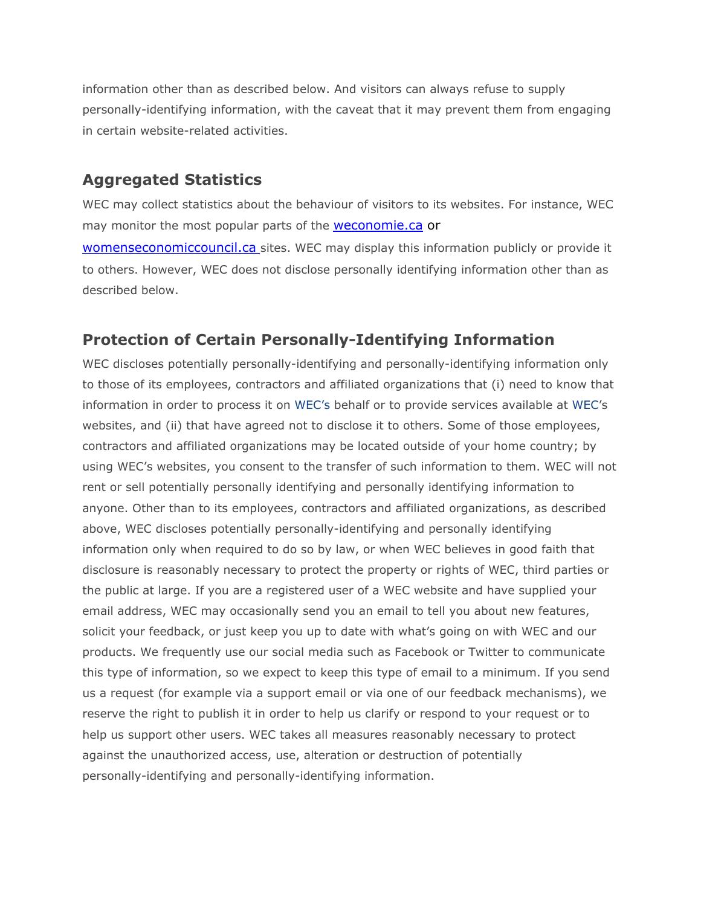information other than as described below. And visitors can always refuse to supply personally-identifying information, with the caveat that it may prevent them from engaging in certain website-related activities.

## Aggregated Statistics

WEC may collect statistics about the behaviour of visitors to its websites. For instance, WEC may monitor the most popular parts of the [weconomie.ca](weconomie.ca) or [womenseconomiccouncil.ca](womenseconomiccouncil.ca) sites. WEC may display this information publicly or provide it to others. However, WEC does not disclose personally identifying information other than as described below.

## Protection of Certain Personally-Identifying Information

WEC discloses potentially personally-identifying and personally-identifying information only to those of its employees, contractors and affiliated organizations that (i) need to know that information in order to process it on WEC's behalf or to provide services available at WEC's websites, and (ii) that have agreed not to disclose it to others. Some of those employees, contractors and affiliated organizations may be located outside of your home country; by using WEC's websites, you consent to the transfer of such information to them. WEC will not rent or sell potentially personally identifying and personally identifying information to anyone. Other than to its employees, contractors and affiliated organizations, as described above, WEC discloses potentially personally-identifying and personally identifying information only when required to do so by law, or when WEC believes in good faith that disclosure is reasonably necessary to protect the property or rights of WEC, third parties or the public at large. If you are a registered user of a WEC website and have supplied your email address, WEC may occasionally send you an email to tell you about new features, solicit your feedback, or just keep you up to date with what's going on with WEC and our products. We frequently use our social media such as Facebook or Twitter to communicate this type of information, so we expect to keep this type of email to a minimum. If you send us a request (for example via a support email or via one of our feedback mechanisms), we reserve the right to publish it in order to help us clarify or respond to your request or to help us support other users. WEC takes all measures reasonably necessary to protect against the unauthorized access, use, alteration or destruction of potentially personally-identifying and personally-identifying information.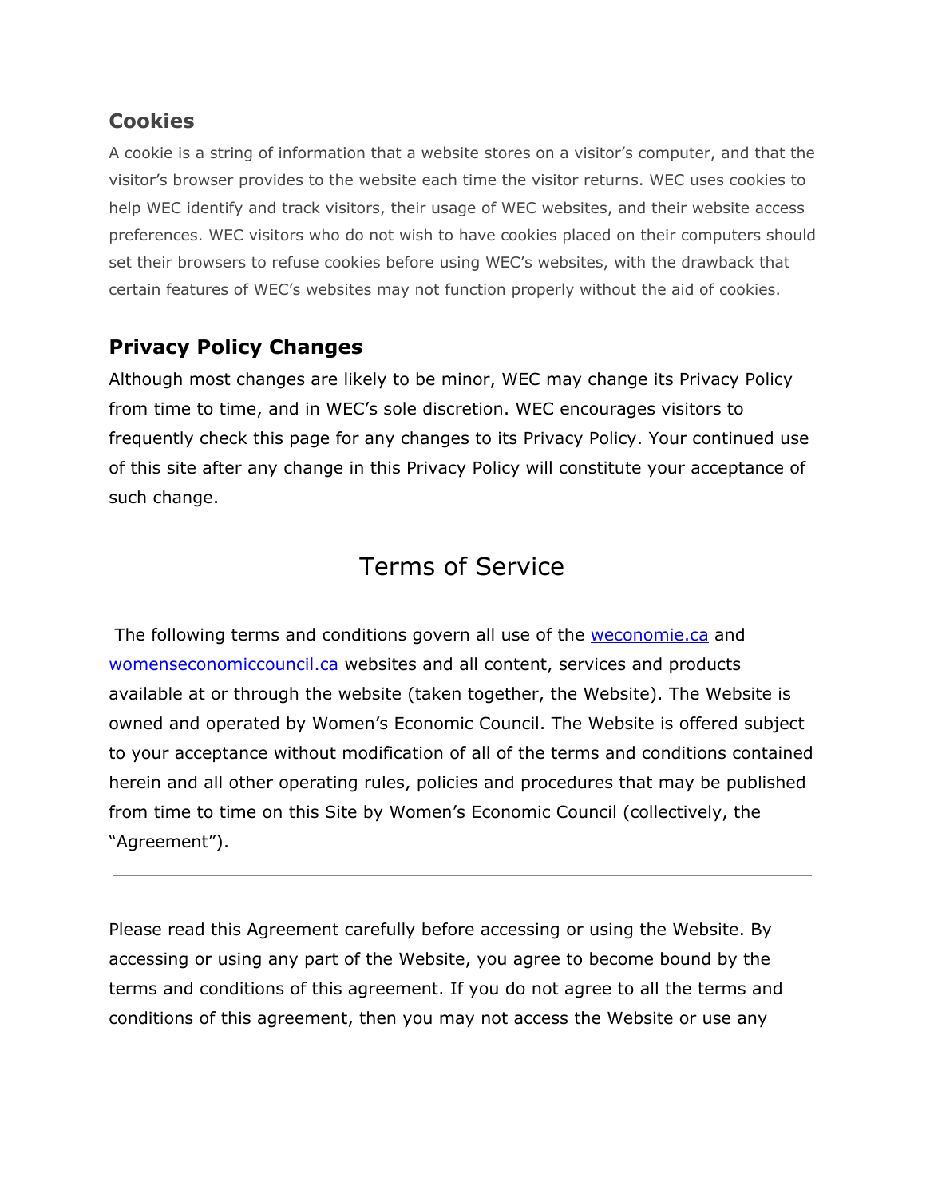## Cookies

A cookie is a string of information that a website stores on a visitor's computer, and that the visitor's browser provides to the website each time the visitor returns. WEC uses cookies to help WEC identify and track visitors, their usage of WEC websites, and their website access preferences. WEC visitors who do not wish to have cookies placed on their computers should set their browsers to refuse cookies before using WEC's websites, with the drawback that certain features of WEC's websites may not function properly without the aid of cookies.

## Privacy Policy Changes

Although most changes are likely to be minor, WEC may change its Privacy Policy from time to time, and in WEC's sole discretion. WEC encourages visitors to frequently check this page for any changes to its Privacy Policy. Your continued use of this site after any change in this Privacy Policy will constitute your acceptance of such change.

# Terms of Service

The following terms and conditions govern all use of the [weconomie.ca](weconomie.ca) and [womenseconomiccouncil.ca](womenseconomiccouncil.ca) websites and all content, services and products available at or through the website (taken together, the Website). The Website is owned and operated by Women's Economic Council. The Website is offered subject to your acceptance without modification of all of the terms and conditions contained herein and all other operating rules, policies and procedures that may be published from time to time on this Site by Women's Economic Council (collectively, the "Agreement").

---

Please read this Agreement carefully before accessing or using the Website. By accessing or using any part of the Website, you agree to become bound by the terms and conditions of this agreement. If you do not agree to all the terms and conditions of this agreement, then you may not access the Website or use any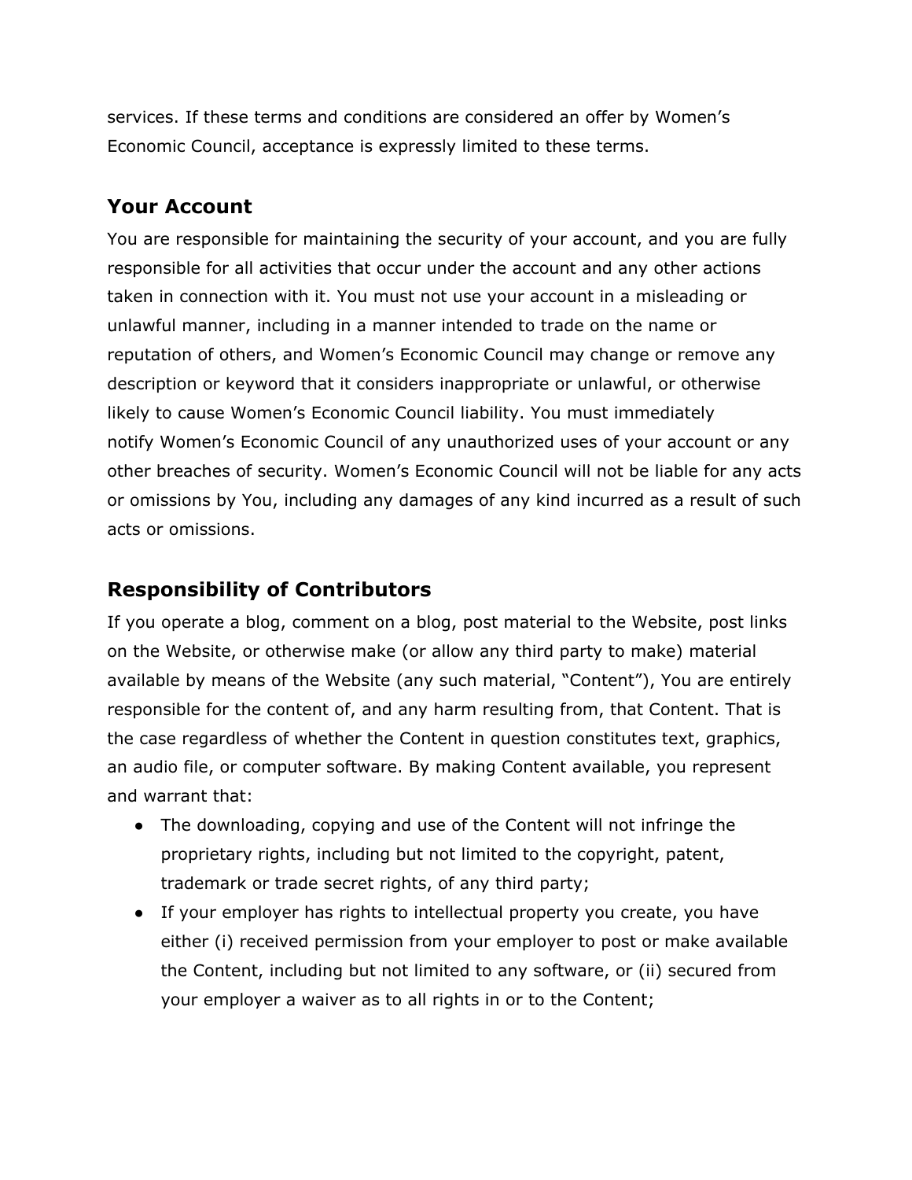services. If these terms and conditions are considered an offer by Women's Economic Council, acceptance is expressly limited to these terms.

## Your Account

You are responsible for maintaining the security of your account, and you are fully responsible for all activities that occur under the account and any other actions taken in connection with it. You must not use your account in a misleading or unlawful manner, including in a manner intended to trade on the name or reputation of others, and Women's Economic Council may change or remove any description or keyword that it considers inappropriate or unlawful, or otherwise likely to cause Women's Economic Council liability. You must immediately notify Women's Economic Council of any unauthorized uses of your account or any other breaches of security. Women's Economic Council will not be liable for any acts or omissions by You, including any damages of any kind incurred as a result of such acts or omissions.

## Responsibility of Contributors

If you operate a blog, comment on a blog, post material to the Website, post links on the Website, or otherwise make (or allow any third party to make) material available by means of the Website (any such material, "Content"), You are entirely responsible for the content of, and any harm resulting from, that Content. That is the case regardless of whether the Content in question constitutes text, graphics, an audio file, or computer software. By making Content available, you represent and warrant that:

- The downloading, copying and use of the Content will not infringe the proprietary rights, including but not limited to the copyright, patent, trademark or trade secret rights, of any third party;
- If your employer has rights to intellectual property you create, you have either (i) received permission from your employer to post or make available the Content, including but not limited to any software, or (ii) secured from your employer a waiver as to all rights in or to the Content;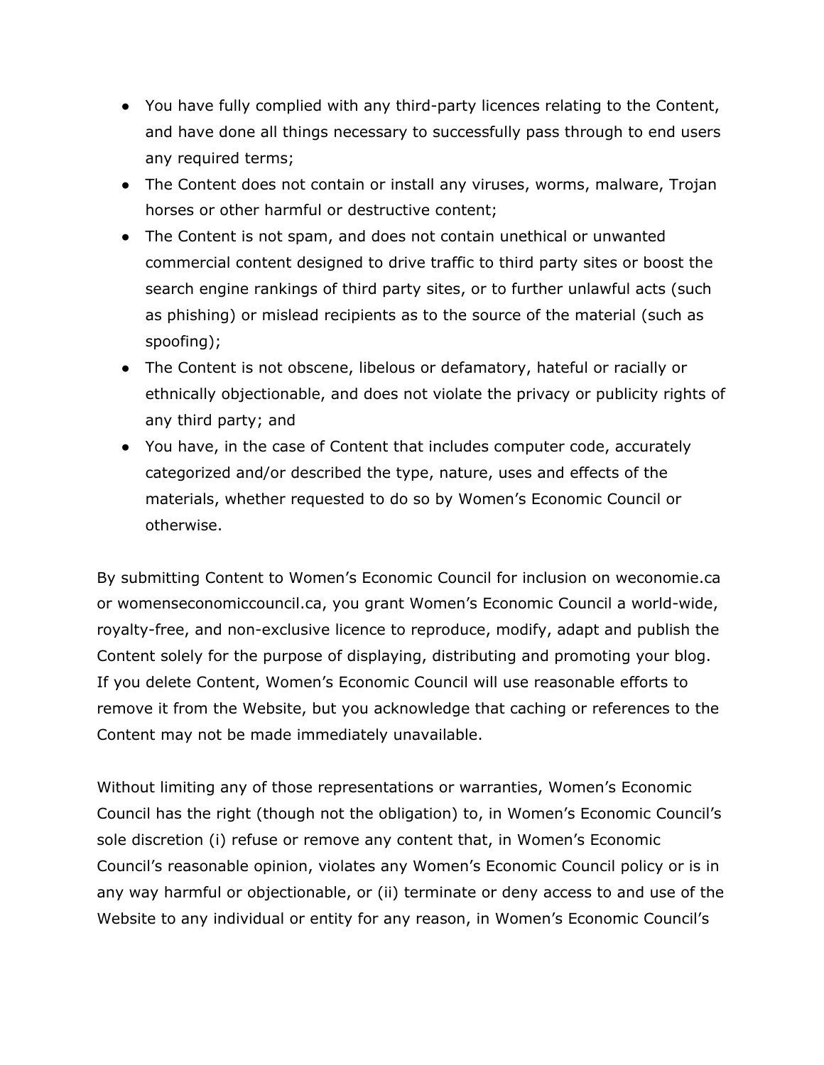- You have fully complied with any third-party licences relating to the Content, and have done all things necessary to successfully pass through to end users any required terms;
- The Content does not contain or install any viruses, worms, malware, Trojan horses or other harmful or destructive content;
- The Content is not spam, and does not contain unethical or unwanted commercial content designed to drive traffic to third party sites or boost the search engine rankings of third party sites, or to further unlawful acts (such as phishing) or mislead recipients as to the source of the material (such as spoofing);
- The Content is not obscene, libelous or defamatory, hateful or racially or ethnically objectionable, and does not violate the privacy or publicity rights of any third party; and
- You have, in the case of Content that includes computer code, accurately categorized and/or described the type, nature, uses and effects of the materials, whether requested to do so by Women's Economic Council or otherwise.

By submitting Content to Women's Economic Council for inclusion on weconomie.ca or womenseconomiccouncil.ca, you grant Women's Economic Council a world-wide, royalty-free, and non-exclusive licence to reproduce, modify, adapt and publish the Content solely for the purpose of displaying, distributing and promoting your blog. If you delete Content, Women's Economic Council will use reasonable efforts to remove it from the Website, but you acknowledge that caching or references to the Content may not be made immediately unavailable.

Without limiting any of those representations or warranties, Women's Economic Council has the right (though not the obligation) to, in Women's Economic Council's sole discretion (i) refuse or remove any content that, in Women's Economic Council's reasonable opinion, violates any Women's Economic Council policy or is in any way harmful or objectionable, or (ii) terminate or deny access to and use of the Website to any individual or entity for any reason, in Women's Economic Council's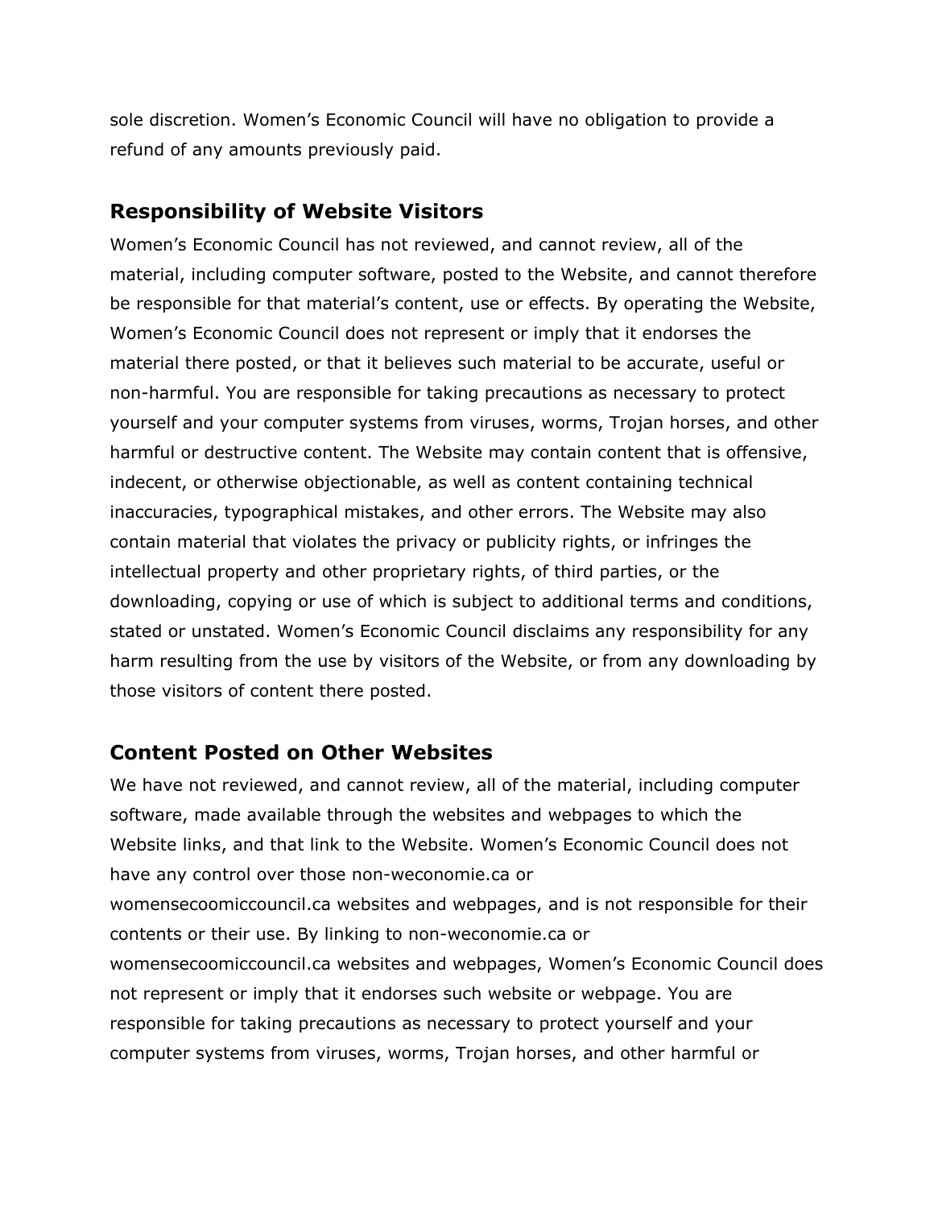sole discretion. Women's Economic Council will have no obligation to provide a refund of any amounts previously paid.

## Responsibility of Website Visitors

Women's Economic Council has not reviewed, and cannot review, all of the material, including computer software, posted to the Website, and cannot therefore be responsible for that material's content, use or effects. By operating the Website, Women's Economic Council does not represent or imply that it endorses the material there posted, or that it believes such material to be accurate, useful or non-harmful. You are responsible for taking precautions as necessary to protect yourself and your computer systems from viruses, worms, Trojan horses, and other harmful or destructive content. The Website may contain content that is offensive, indecent, or otherwise objectionable, as well as content containing technical inaccuracies, typographical mistakes, and other errors. The Website may also contain material that violates the privacy or publicity rights, or infringes the intellectual property and other proprietary rights, of third parties, or the downloading, copying or use of which is subject to additional terms and conditions, stated or unstated. Women's Economic Council disclaims any responsibility for any harm resulting from the use by visitors of the Website, or from any downloading by those visitors of content there posted.

## Content Posted on Other Websites

We have not reviewed, and cannot review, all of the material, including computer software, made available through the websites and webpages to which the Website links, and that link to the Website. Women's Economic Council does not have any control over those non-weconomie.ca or womensecoomiccouncil.ca websites and webpages, and is not responsible for their contents or their use. By linking to non-weconomie.ca or womensecoomiccouncil.ca websites and webpages, Women's Economic Council does not represent or imply that it endorses such website or webpage. You are responsible for taking precautions as necessary to protect yourself and your computer systems from viruses, worms, Trojan horses, and other harmful or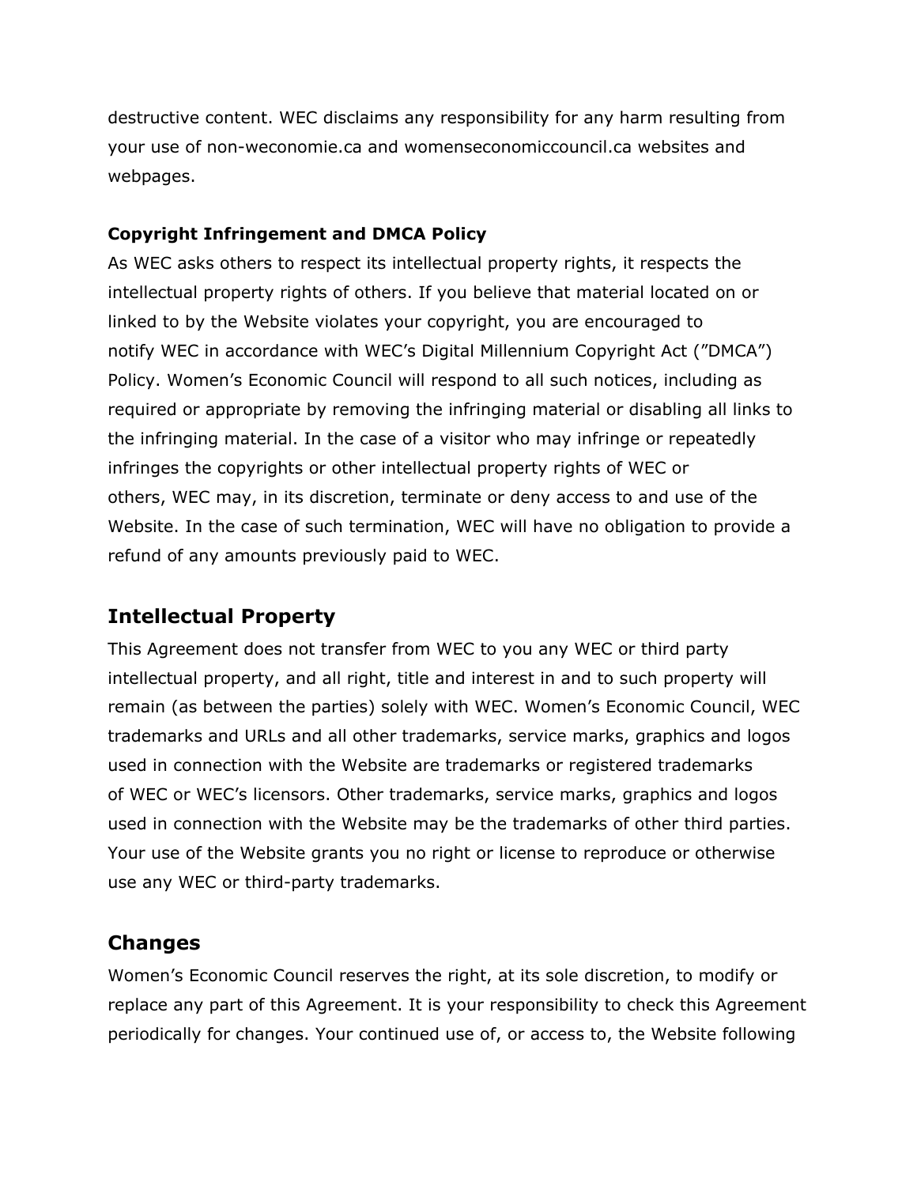destructive content. WEC disclaims any responsibility for any harm resulting from your use of non-weconomie.ca and womenseconomiccouncil.ca websites and webpages.

**Copyright Infringement and DMCA Policy**

As WEC asks others to respect its intellectual property rights, it respects the intellectual property rights of others. If you believe that material located on or linked to by the Website violates your copyright, you are encouraged to notify WEC in accordance with WEC's Digital Millennium Copyright Act ("DMCA") Policy. Women's Economic Council will respond to all such notices, including as required or appropriate by removing the infringing material or disabling all links to the infringing material. In the case of a visitor who may infringe or repeatedly infringes the copyrights or other intellectual property rights of WEC or others, WEC may, in its discretion, terminate or deny access to and use of the Website. In the case of such termination, WEC will have no obligation to provide a refund of any amounts previously paid to WEC.

## Intellectual Property

This Agreement does not transfer from WEC to you any WEC or third party intellectual property, and all right, title and interest in and to such property will remain (as between the parties) solely with WEC. Women's Economic Council, WEC trademarks and URLs and all other trademarks, service marks, graphics and logos used in connection with the Website are trademarks or registered trademarks of WEC or WEC's licensors. Other trademarks, service marks, graphics and logos used in connection with the Website may be the trademarks of other third parties. Your use of the Website grants you no right or license to reproduce or otherwise use any WEC or third-party trademarks.

## Changes

Women's Economic Council reserves the right, at its sole discretion, to modify or replace any part of this Agreement. It is your responsibility to check this Agreement periodically for changes. Your continued use of, or access to, the Website following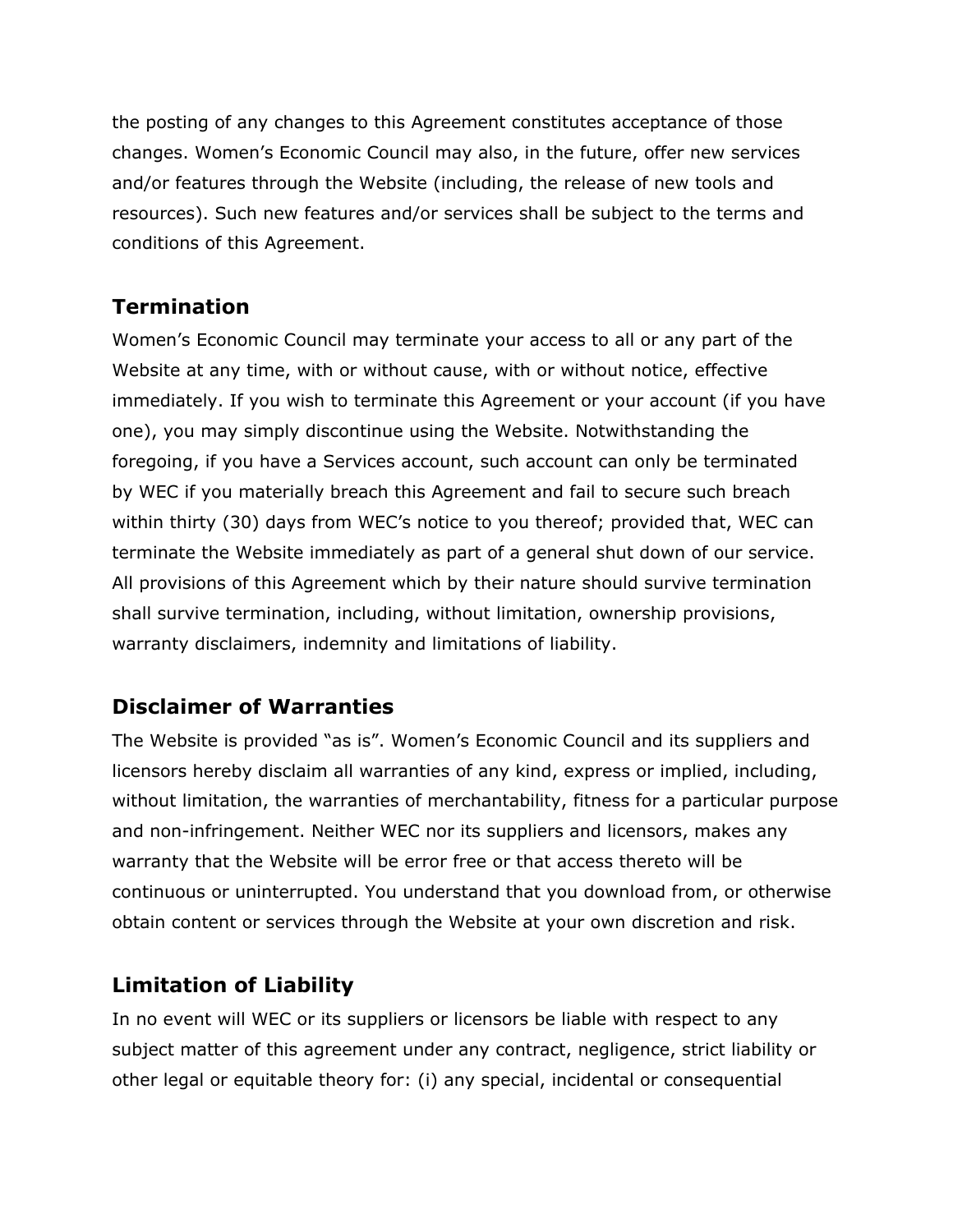the posting of any changes to this Agreement constitutes acceptance of those changes. Women's Economic Council may also, in the future, offer new services and/or features through the Website (including, the release of new tools and resources). Such new features and/or services shall be subject to the terms and conditions of this Agreement.

## Termination

Women's Economic Council may terminate your access to all or any part of the Website at any time, with or without cause, with or without notice, effective immediately. If you wish to terminate this Agreement or your account (if you have one), you may simply discontinue using the Website. Notwithstanding the foregoing, if you have a Services account, such account can only be terminated by WEC if you materially breach this Agreement and fail to secure such breach within thirty (30) days from WEC's notice to you thereof; provided that, WEC can terminate the Website immediately as part of a general shut down of our service. All provisions of this Agreement which by their nature should survive termination shall survive termination, including, without limitation, ownership provisions, warranty disclaimers, indemnity and limitations of liability.

## Disclaimer of Warranties

The Website is provided "as is". Women's Economic Council and its suppliers and licensors hereby disclaim all warranties of any kind, express or implied, including, without limitation, the warranties of merchantability, fitness for a particular purpose and non-infringement. Neither WEC nor its suppliers and licensors, makes any warranty that the Website will be error free or that access thereto will be continuous or uninterrupted. You understand that you download from, or otherwise obtain content or services through the Website at your own discretion and risk.

## Limitation of Liability

In no event will WEC or its suppliers or licensors be liable with respect to any subject matter of this agreement under any contract, negligence, strict liability or other legal or equitable theory for: (i) any special, incidental or consequential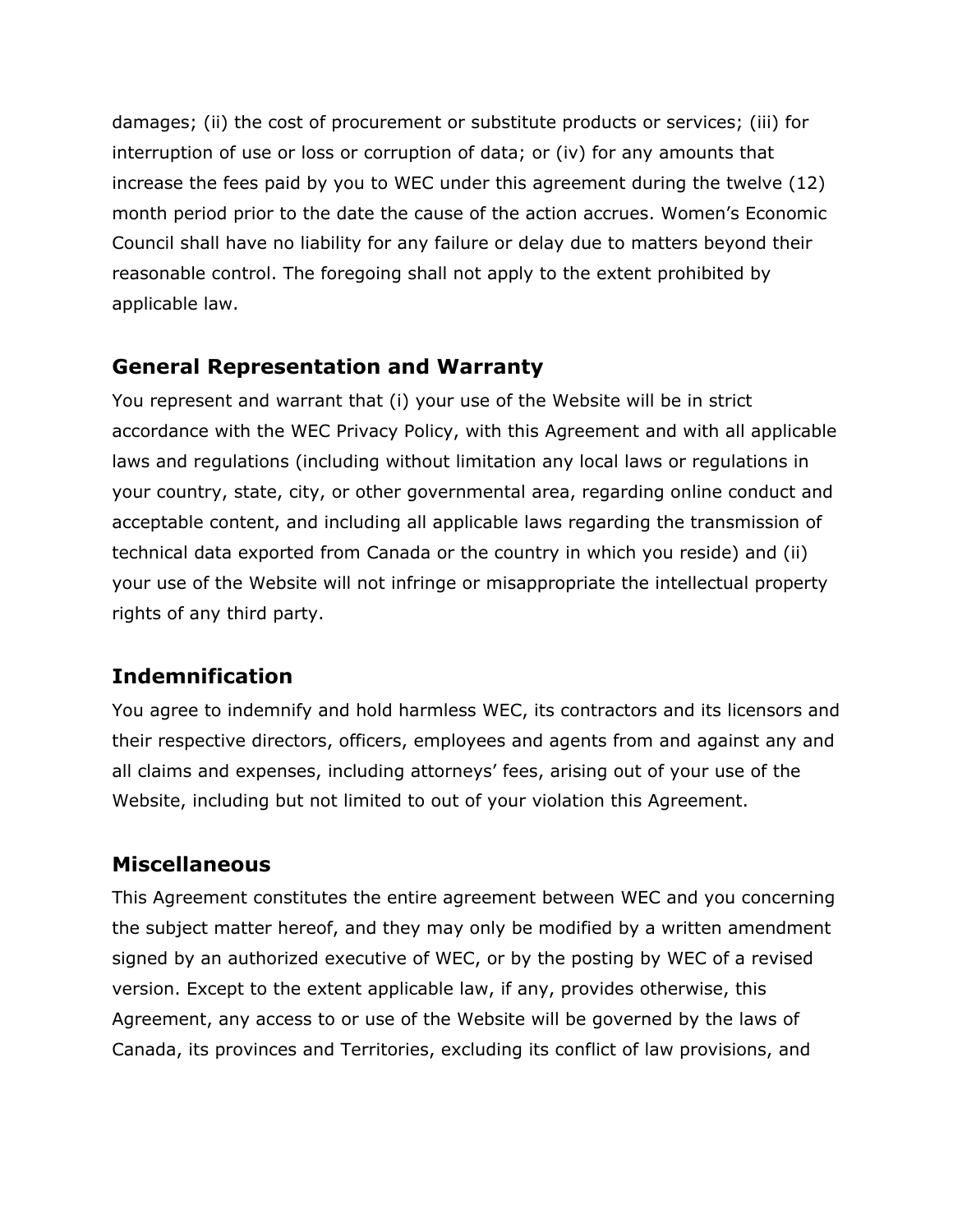damages; (ii) the cost of procurement or substitute products or services; (iii) for interruption of use or loss or corruption of data; or (iv) for any amounts that increase the fees paid by you to WEC under this agreement during the twelve (12) month period prior to the date the cause of the action accrues. Women's Economic Council shall have no liability for any failure or delay due to matters beyond their reasonable control. The foregoing shall not apply to the extent prohibited by applicable law.

## General Representation and Warranty

You represent and warrant that (i) your use of the Website will be in strict accordance with the WEC Privacy Policy, with this Agreement and with all applicable laws and regulations (including without limitation any local laws or regulations in your country, state, city, or other governmental area, regarding online conduct and acceptable content, and including all applicable laws regarding the transmission of technical data exported from Canada or the country in which you reside) and (ii) your use of the Website will not infringe or misappropriate the intellectual property rights of any third party.

## Indemnification

You agree to indemnify and hold harmless WEC, its contractors and its licensors and their respective directors, officers, employees and agents from and against any and all claims and expenses, including attorneys' fees, arising out of your use of the Website, including but not limited to out of your violation this Agreement.

## Miscellaneous

This Agreement constitutes the entire agreement between WEC and you concerning the subject matter hereof, and they may only be modified by a written amendment signed by an authorized executive of WEC, or by the posting by WEC of a revised version. Except to the extent applicable law, if any, provides otherwise, this Agreement, any access to or use of the Website will be governed by the laws of Canada, its provinces and Territories, excluding its conflict of law provisions, and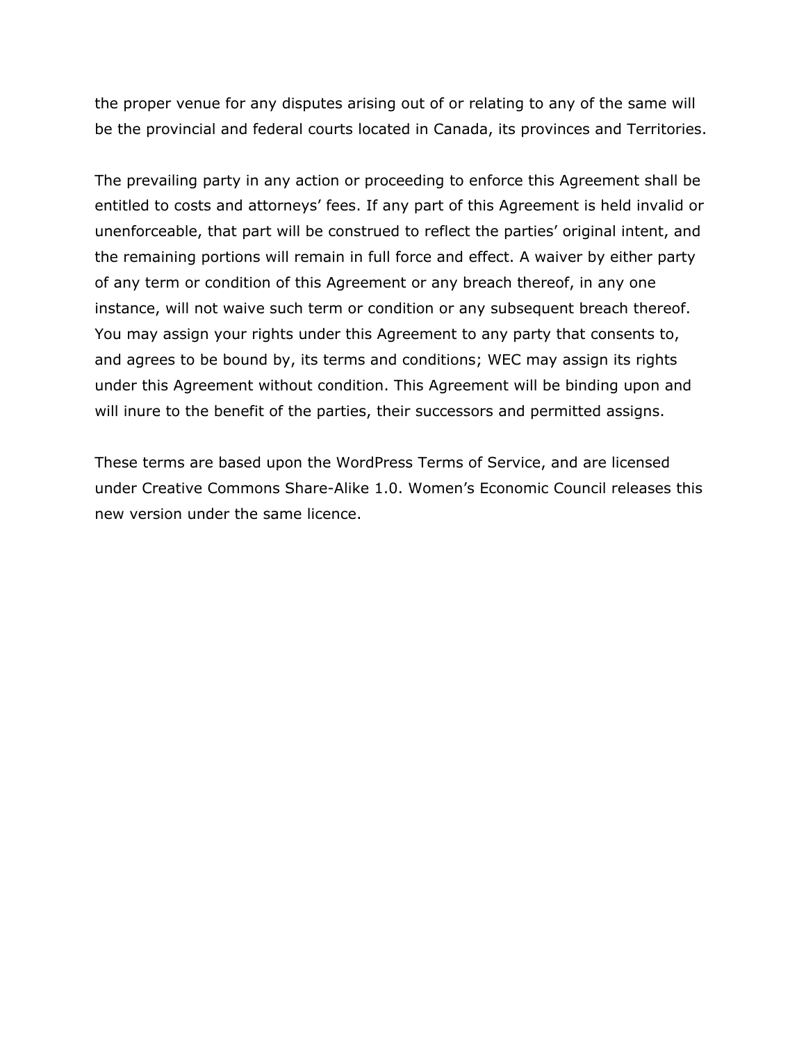the proper venue for any disputes arising out of or relating to any of the same will be the provincial and federal courts located in Canada, its provinces and Territories.

The prevailing party in any action or proceeding to enforce this Agreement shall be entitled to costs and attorneys' fees. If any part of this Agreement is held invalid or unenforceable, that part will be construed to reflect the parties' original intent, and the remaining portions will remain in full force and effect. A waiver by either party of any term or condition of this Agreement or any breach thereof, in any one instance, will not waive such term or condition or any subsequent breach thereof. You may assign your rights under this Agreement to any party that consents to, and agrees to be bound by, its terms and conditions; WEC may assign its rights under this Agreement without condition. This Agreement will be binding upon and will inure to the benefit of the parties, their successors and permitted assigns.

These terms are based upon the WordPress Terms of Service, and are licensed under Creative Commons Share-Alike 1.0. Women's Economic Council releases this new version under the same licence.